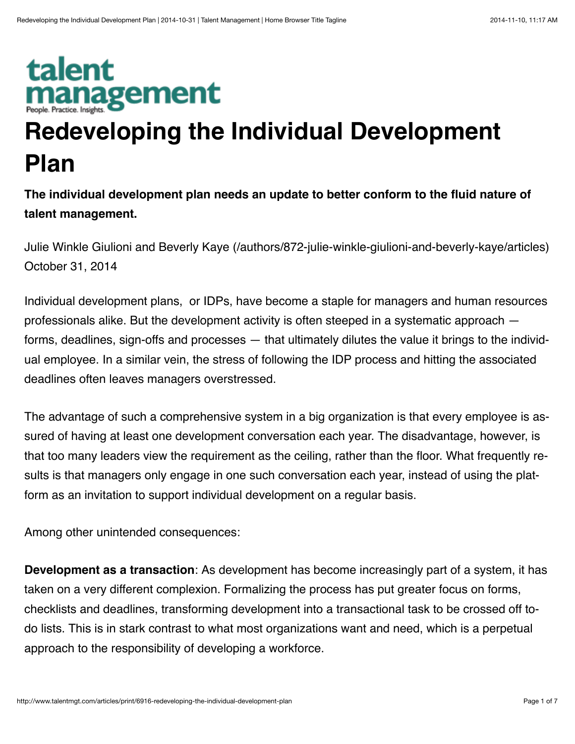talent management

People. Practice. Insights.

# Redeveloping the Individual Development Plan

**The individual development plan needs an update to better conform to the fluid nature of talent management.**

Julie Winkle Giulioni and Beverly Kaye (/authors/872-julie-winkle-giulioni-and-beverly-kaye/articles)
October 31, 2014

Individual development plans, or IDPs, have become a staple for managers and human resources professionals alike. But the development activity is often steeped in a systematic approach — forms, deadlines, sign-offs and processes — that ultimately dilutes the value it brings to the individual employee. In a similar vein, the stress of following the IDP process and hitting the associated deadlines often leaves managers overstressed.

The advantage of such a comprehensive system in a big organization is that every employee is assured of having at least one development conversation each year. The disadvantage, however, is that too many leaders view the requirement as the ceiling, rather than the floor. What frequently results is that managers only engage in one such conversation each year, instead of using the platform as an invitation to support individual development on a regular basis.

Among other unintended consequences:

**Development as a transaction**: As development has become increasingly part of a system, it has taken on a very different complexion. Formalizing the process has put greater focus on forms, checklists and deadlines, transforming development into a transactional task to be crossed off to-do lists. This is in stark contrast to what most organizations want and need, which is a perpetual approach to the responsibility of developing a workforce.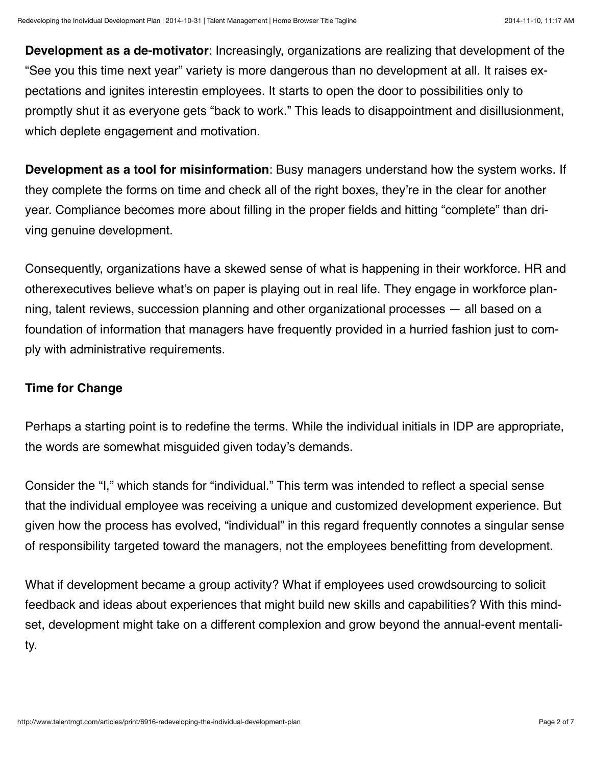**Development as a de-motivator**: Increasingly, organizations are realizing that development of the "See you this time next year" variety is more dangerous than no development at all. It raises expectations and ignites interestin employees. It starts to open the door to possibilities only to promptly shut it as everyone gets "back to work." This leads to disappointment and disillusionment, which deplete engagement and motivation.

**Development as a tool for misinformation**: Busy managers understand how the system works. If they complete the forms on time and check all of the right boxes, they're in the clear for another year. Compliance becomes more about filling in the proper fields and hitting "complete" than driving genuine development.

Consequently, organizations have a skewed sense of what is happening in their workforce. HR and otherexecutives believe what's on paper is playing out in real life. They engage in workforce planning, talent reviews, succession planning and other organizational processes — all based on a foundation of information that managers have frequently provided in a hurried fashion just to comply with administrative requirements.

**Time for Change**

Perhaps a starting point is to redefine the terms. While the individual initials in IDP are appropriate, the words are somewhat misguided given today's demands.

Consider the "I," which stands for "individual." This term was intended to reflect a special sense that the individual employee was receiving a unique and customized development experience. But given how the process has evolved, "individual" in this regard frequently connotes a singular sense of responsibility targeted toward the managers, not the employees benefitting from development.

What if development became a group activity? What if employees used crowdsourcing to solicit feedback and ideas about experiences that might build new skills and capabilities? With this mindset, development might take on a different complexion and grow beyond the annual-event mentality.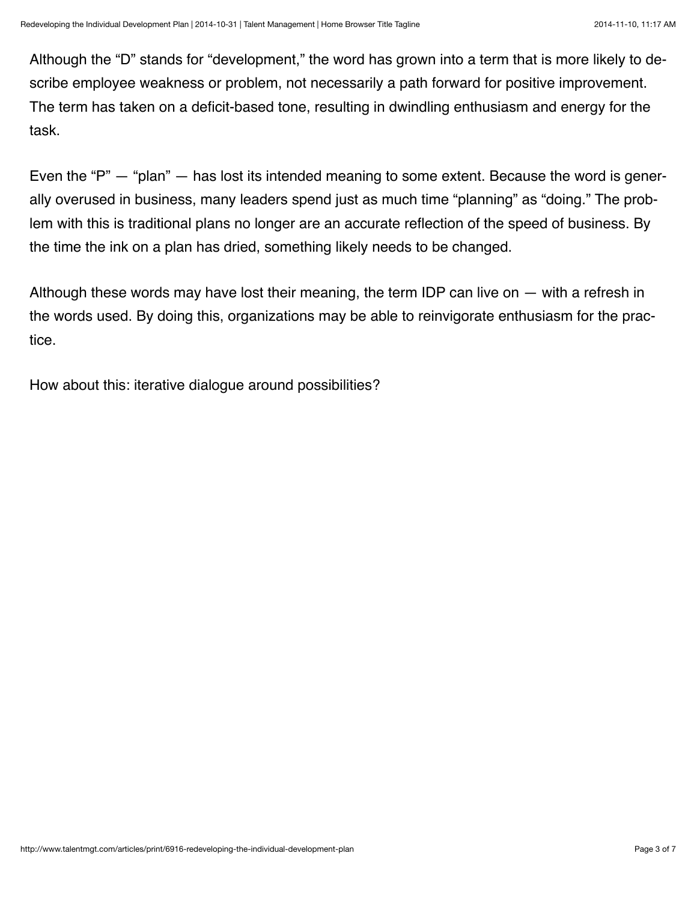Although the “D” stands for “development,” the word has grown into a term that is more likely to describe employee weakness or problem, not necessarily a path forward for positive improvement. The term has taken on a deficit-based tone, resulting in dwindling enthusiasm and energy for the task.

Even the “P” — “plan” — has lost its intended meaning to some extent. Because the word is generally overused in business, many leaders spend just as much time “planning” as “doing.” The problem with this is traditional plans no longer are an accurate reflection of the speed of business. By the time the ink on a plan has dried, something likely needs to be changed.

Although these words may have lost their meaning, the term IDP can live on — with a refresh in the words used. By doing this, organizations may be able to reinvigorate enthusiasm for the practice.

How about this: iterative dialogue around possibilities?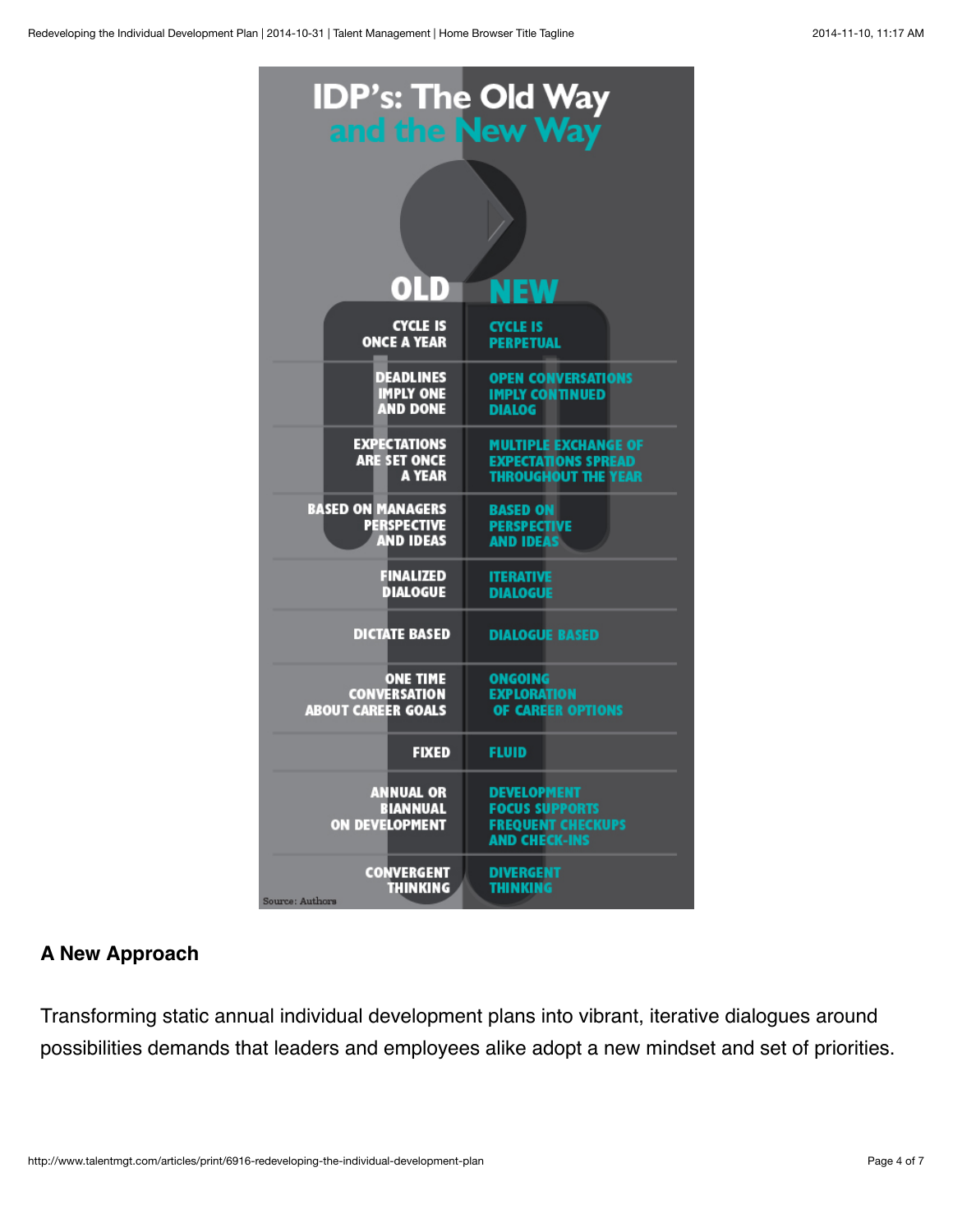## IDP's: The Old Way and the New Way

| OLD | NEW |
| --- | --- |
| CYCLE IS ONCE A YEAR | CYCLE IS PERPETUAL |
| DEADLINES IMPLY ONE AND DONE | OPEN CONVERSATIONS IMPLY CONTINUED DIALOG |
| EXPECTATIONS ARE SET ONCE A YEAR | MULTIPLE EXCHANGE OF EXPECTATIONS SPREAD THROUGHOUT THE YEAR |
| BASED ON MANAGERS PERSPECTIVE AND IDEAS | BASED ON PERSPECTIVE AND IDEAS |
| FINALIZED DIALOGUE | ITERATIVE DIALOGUE |
| DICTATE BASED | DIALOGUE BASED |
| ONE TIME CONVERSATION ABOUT CAREER GOALS | ONGOING EXPLORATION OF CAREER OPTIONS |
| FIXED | FLUID |
| ANNUAL OR BIANNUAL ON DEVELOPMENT | DEVELOPMENT FOCUS SUPPORTS FREQUENT CHECKUPS AND CHECK-INS |
| CONVERGENT THINKING | DIVERGENT THINKING |

Source: Authors

### A New Approach

Transforming static annual individual development plans into vibrant, iterative dialogues around possibilities demands that leaders and employees alike adopt a new mindset and set of priorities.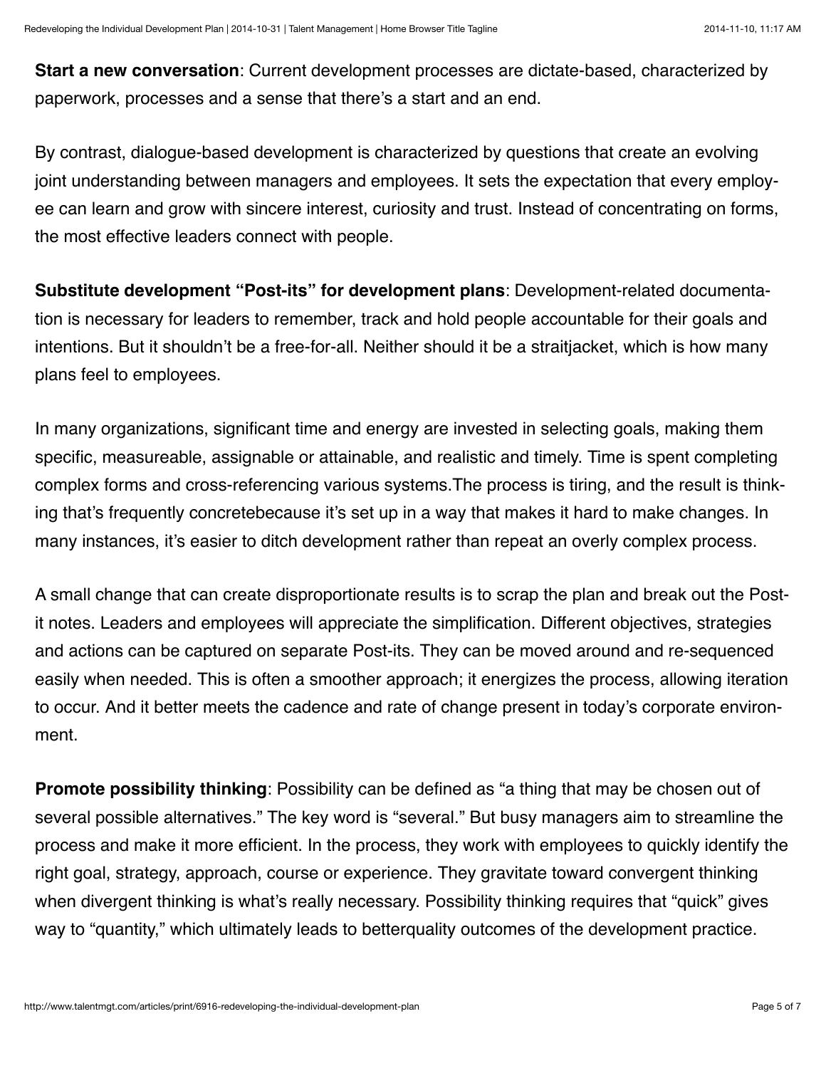**Start a new conversation**: Current development processes are dictate-based, characterized by paperwork, processes and a sense that there's a start and an end.

By contrast, dialogue-based development is characterized by questions that create an evolving joint understanding between managers and employees. It sets the expectation that every employee can learn and grow with sincere interest, curiosity and trust. Instead of concentrating on forms, the most effective leaders connect with people.

**Substitute development "Post-its" for development plans**: Development-related documentation is necessary for leaders to remember, track and hold people accountable for their goals and intentions. But it shouldn't be a free-for-all. Neither should it be a straitjacket, which is how many plans feel to employees.

In many organizations, significant time and energy are invested in selecting goals, making them specific, measureable, assignable or attainable, and realistic and timely. Time is spent completing complex forms and cross-referencing various systems.The process is tiring, and the result is thinking that's frequently concretebecause it's set up in a way that makes it hard to make changes. In many instances, it's easier to ditch development rather than repeat an overly complex process.

A small change that can create disproportionate results is to scrap the plan and break out the Post-it notes. Leaders and employees will appreciate the simplification. Different objectives, strategies and actions can be captured on separate Post-its. They can be moved around and re-sequenced easily when needed. This is often a smoother approach; it energizes the process, allowing iteration to occur. And it better meets the cadence and rate of change present in today's corporate environment.

**Promote possibility thinking**: Possibility can be defined as "a thing that may be chosen out of several possible alternatives." The key word is "several." But busy managers aim to streamline the process and make it more efficient. In the process, they work with employees to quickly identify the right goal, strategy, approach, course or experience. They gravitate toward convergent thinking when divergent thinking is what's really necessary. Possibility thinking requires that "quick" gives way to "quantity," which ultimately leads to betterquality outcomes of the development practice.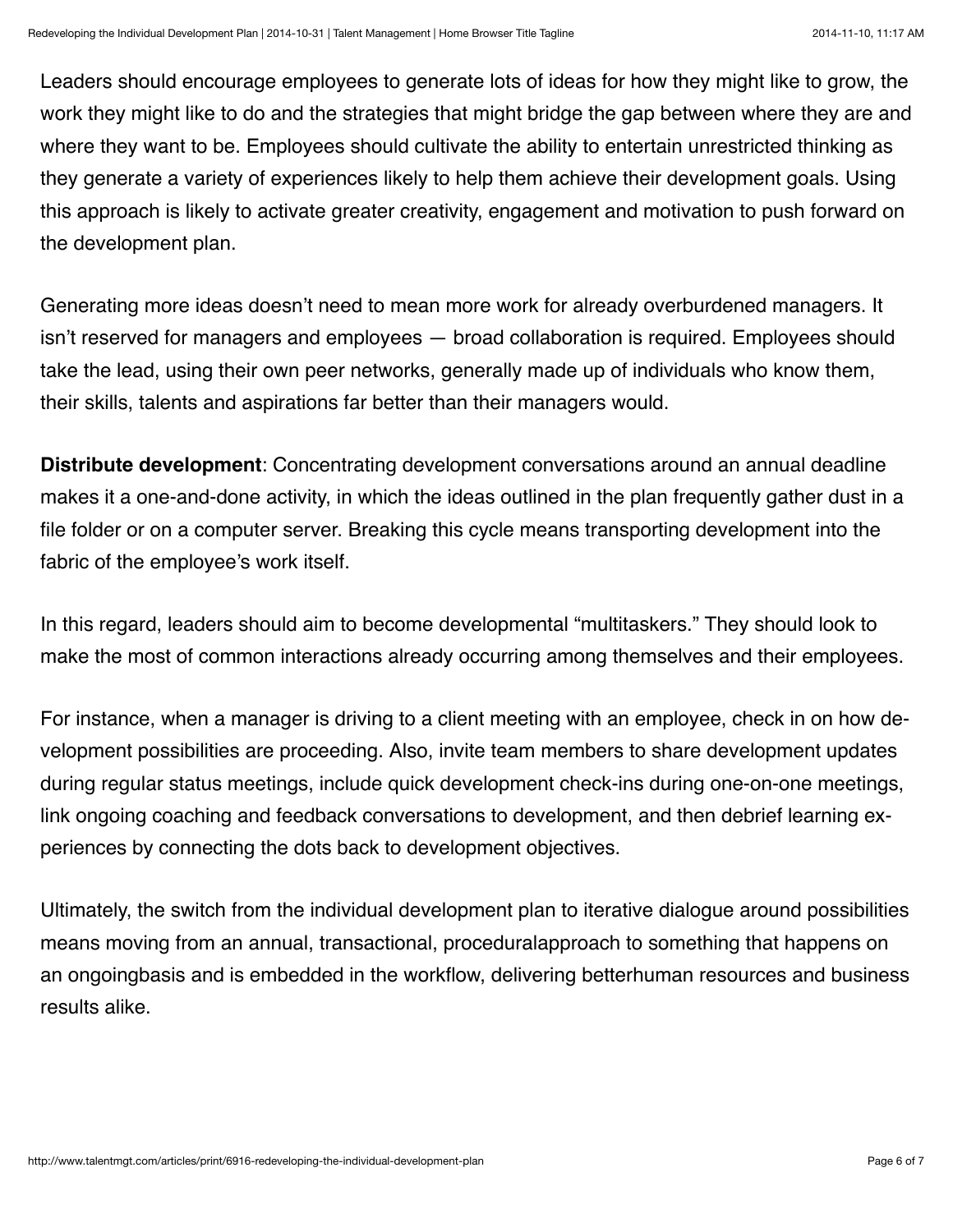Leaders should encourage employees to generate lots of ideas for how they might like to grow, the work they might like to do and the strategies that might bridge the gap between where they are and where they want to be. Employees should cultivate the ability to entertain unrestricted thinking as they generate a variety of experiences likely to help them achieve their development goals. Using this approach is likely to activate greater creativity, engagement and motivation to push forward on the development plan.

Generating more ideas doesn't need to mean more work for already overburdened managers. It isn't reserved for managers and employees — broad collaboration is required. Employees should take the lead, using their own peer networks, generally made up of individuals who know them, their skills, talents and aspirations far better than their managers would.

**Distribute development**: Concentrating development conversations around an annual deadline makes it a one-and-done activity, in which the ideas outlined in the plan frequently gather dust in a file folder or on a computer server. Breaking this cycle means transporting development into the fabric of the employee's work itself.

In this regard, leaders should aim to become developmental "multitaskers." They should look to make the most of common interactions already occurring among themselves and their employees.

For instance, when a manager is driving to a client meeting with an employee, check in on how development possibilities are proceeding. Also, invite team members to share development updates during regular status meetings, include quick development check-ins during one-on-one meetings, link ongoing coaching and feedback conversations to development, and then debrief learning experiences by connecting the dots back to development objectives.

Ultimately, the switch from the individual development plan to iterative dialogue around possibilities means moving from an annual, transactional, proceduralapproach to something that happens on an ongoingbasis and is embedded in the workflow, delivering betterhuman resources and business results alike.